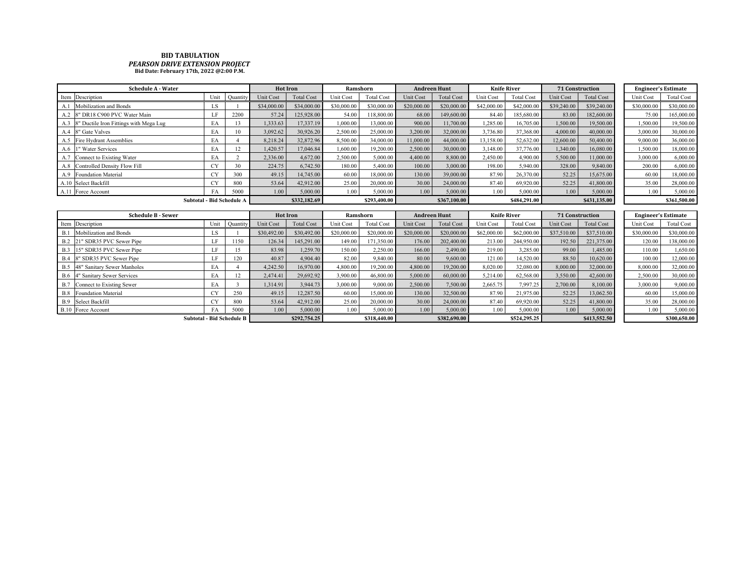**BID TABULATION**

***PEARSON DRIVE EXTENSION PROJECT***

**Bid Date: February 17th, 2022 @2:00 P.M.**

| Schedule A - Water | | | | Hot Iron | | Ramshorn | | Andreen Hunt | | Knife River | | 71 Construction | | Engineer's Estimate | |
|---|---|---|---|---|---|---|---|---|---|---|---|---|---|---|---|
| Item | Description | Unit | Quantity | Unit Cost | Total Cost | Unit Cost | Total Cost | Unit Cost | Total Cost | Unit Cost | Total Cost | Unit Cost | Total Cost | Unit Cost | Total Cost |
| A.1 | Mobilization and Bonds | LS | 1 | $34,000.00 | $34,000.00 | $30,000.00 | $30,000.00 | $20,000.00 | $20,000.00 | $42,000.00 | $42,000.00 | $39,240.00 | $39,240.00 | $30,000.00 | $30,000.00 |
| A.2 | 8" DR18 C900 PVC Water Main | LF | 2200 | 57.24 | 125,928.00 | 54.00 | 118,800.00 | 68.00 | 149,600.00 | 84.40 | 185,680.00 | 83.00 | 182,600.00 | 75.00 | 165,000.00 |
| A.3 | 8" Ductile Iron Fittings with Mega Lug | EA | 13 | 1,333.63 | 17,337.19 | 1,000.00 | 13,000.00 | 900.00 | 11,700.00 | 1,285.00 | 16,705.00 | 1,500.00 | 19,500.00 | 1,500.00 | 19,500.00 |
| A.4 | 8" Gate Valves | EA | 10 | 3,092.62 | 30,926.20 | 2,500.00 | 25,000.00 | 3,200.00 | 32,000.00 | 3,736.80 | 37,368.00 | 4,000.00 | 40,000.00 | 3,000.00 | 30,000.00 |
| A.5 | Fire Hydrant Assemblies | EA | 4 | 8,218.24 | 32,872.96 | 8,500.00 | 34,000.00 | 11,000.00 | 44,000.00 | 13,158.00 | 52,632.00 | 12,600.00 | 50,400.00 | 9,000.00 | 36,000.00 |
| A.6 | 1" Water Services | EA | 12 | 1,420.57 | 17,046.84 | 1,600.00 | 19,200.00 | 2,500.00 | 30,000.00 | 3,148.00 | 37,776.00 | 1,340.00 | 16,080.00 | 1,500.00 | 18,000.00 |
| A.7 | Connect to Existing Water | EA | 2 | 2,336.00 | 4,672.00 | 2,500.00 | 5,000.00 | 4,400.00 | 8,800.00 | 2,450.00 | 4,900.00 | 5,500.00 | 11,000.00 | 3,000.00 | 6,000.00 |
| A.8 | Controlled Density Flow Fill | CY | 30 | 224.75 | 6,742.50 | 180.00 | 5,400.00 | 100.00 | 3,000.00 | 198.00 | 5,940.00 | 328.00 | 9,840.00 | 200.00 | 6,000.00 |
| A.9 | Foundation Material | CY | 300 | 49.15 | 14,745.00 | 60.00 | 18,000.00 | 130.00 | 39,000.00 | 87.90 | 26,370.00 | 52.25 | 15,675.00 | 60.00 | 18,000.00 |
| A.10 | Select Backfill | CY | 800 | 53.64 | 42,912.00 | 25.00 | 20,000.00 | 30.00 | 24,000.00 | 87.40 | 69,920.00 | 52.25 | 41,800.00 | 35.00 | 28,000.00 |
| A.11 | Force Account | FA | 5000 | 1.00 | 5,000.00 | 1.00 | 5,000.00 | 1.00 | 5,000.00 | 1.00 | 5,000.00 | 1.00 | 5,000.00 | 1.00 | 5,000.00 |
| | **Subtotal - Bid Schedule A** | | | | **$332,182.69** | | **$293,400.00** | | **$367,100.00** | | **$484,291.00** | | **$431,135.00** | | **$361,500.00** |

| Schedule B - Sewer | | | | Hot Iron | | Ramshorn | | Andreen Hunt | | Knife River | | 71 Construction | | Engineer's Estimate | |
|---|---|---|---|---|---|---|---|---|---|---|---|---|---|---|---|
| Item | Description | Unit | Quantity | Unit Cost | Total Cost | Unit Cost | Total Cost | Unit Cost | Total Cost | Unit Cost | Total Cost | Unit Cost | Total Cost | Unit Cost | Total Cost |
| B.1 | Mobilization and Bonds | LS | 1 | $30,492.00 | $30,492.00 | $20,000.00 | $20,000.00 | $20,000.00 | $20,000.00 | $62,000.00 | $62,000.00 | $37,510.00 | $37,510.00 | $30,000.00 | $30,000.00 |
| B.2 | 21" SDR35 PVC Sewer Pipe | LF | 1150 | 126.34 | 145,291.00 | 149.00 | 171,350.00 | 176.00 | 202,400.00 | 213.00 | 244,950.00 | 192.50 | 221,375.00 | 120.00 | 138,000.00 |
| B.3 | 15" SDR35 PVC Sewer Pipe | LF | 15 | 83.98 | 1,259.70 | 150.00 | 2,250.00 | 166.00 | 2,490.00 | 219.00 | 3,285.00 | 99.00 | 1,485.00 | 110.00 | 1,650.00 |
| B.4 | 8" SDR35 PVC Sewer Pipe | LF | 120 | 40.87 | 4,904.40 | 82.00 | 9,840.00 | 80.00 | 9,600.00 | 121.00 | 14,520.00 | 88.50 | 10,620.00 | 100.00 | 12,000.00 |
| B.5 | 48" Sanitary Sewer Manholes | EA | 4 | 4,242.50 | 16,970.00 | 4,800.00 | 19,200.00 | 4,800.00 | 19,200.00 | 8,020.00 | 32,080.00 | 8,000.00 | 32,000.00 | 8,000.00 | 32,000.00 |
| B.6 | 4" Sanitary Sewer Services | EA | 12 | 2,474.41 | 29,692.92 | 3,900.00 | 46,800.00 | 5,000.00 | 60,000.00 | 5,214.00 | 62,568.00 | 3,550.00 | 42,600.00 | 2,500.00 | 30,000.00 |
| B.7 | Connect to Existing Sewer | EA | 3 | 1,314.91 | 3,944.73 | 3,000.00 | 9,000.00 | 2,500.00 | 7,500.00 | 2,665.75 | 7,997.25 | 2,700.00 | 8,100.00 | 3,000.00 | 9,000.00 |
| B.8 | Foundation Material | CY | 250 | 49.15 | 12,287.50 | 60.00 | 15,000.00 | 130.00 | 32,500.00 | 87.90 | 21,975.00 | 52.25 | 13,062.50 | 60.00 | 15,000.00 |
| B.9 | Select Backfill | CY | 800 | 53.64 | 42,912.00 | 25.00 | 20,000.00 | 30.00 | 24,000.00 | 87.40 | 69,920.00 | 52.25 | 41,800.00 | 35.00 | 28,000.00 |
| B.10 | Force Account | FA | 5000 | 1.00 | 5,000.00 | 1.00 | 5,000.00 | 1.00 | 5,000.00 | 1.00 | 5,000.00 | 1.00 | 5,000.00 | 1.00 | 5,000.00 |
| | **Subtotal - Bid Schedule B** | | | | **$292,754.25** | | **$318,440.00** | | **$382,690.00** | | **$524,295.25** | | **$413,552.50** | | **$300,650.00** |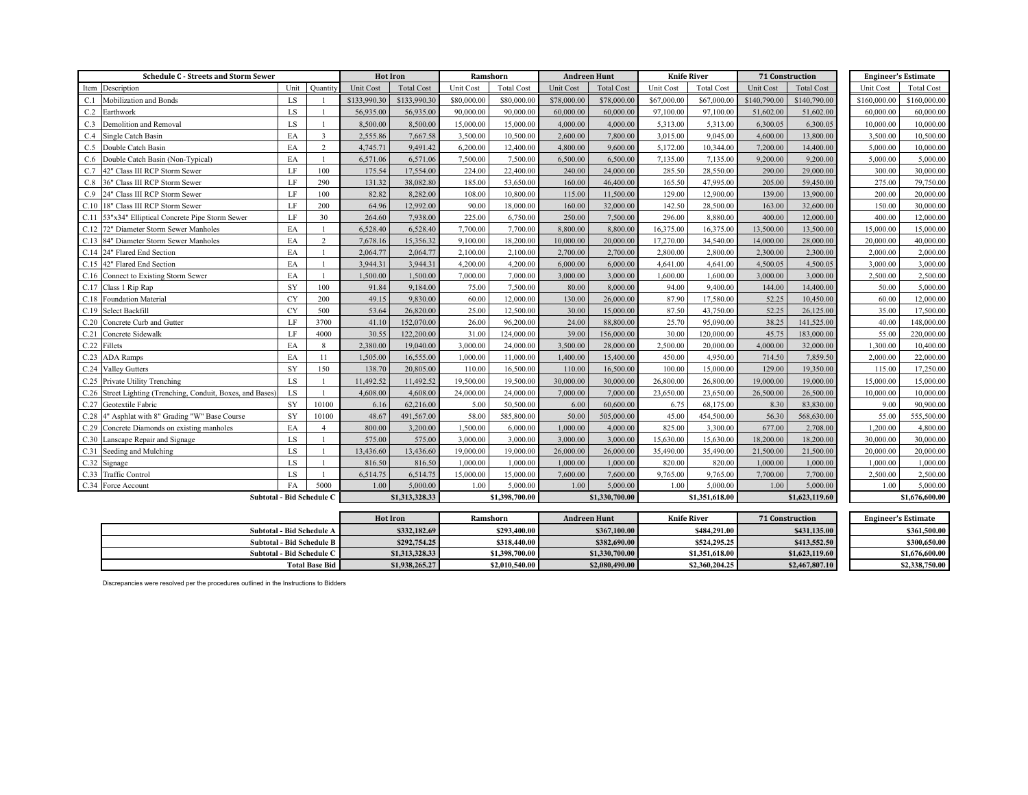| Schedule C - Streets and Storm Sewer | | | | Hot Iron | | Ramshorn | | Andreen Hunt | | Knife River | | 71 Construction | | Engineer's Estimate | |
|---|---|---|---|---|---|---|---|---|---|---|---|---|---|---|---|
| Item | Description | Unit | Quantity | Unit Cost | Total Cost | Unit Cost | Total Cost | Unit Cost | Total Cost | Unit Cost | Total Cost | Unit Cost | Total Cost | Unit Cost | Total Cost |
| C.1 | Mobilization and Bonds | LS | 1 | $133,990.30 | $133,990.30 | $80,000.00 | $80,000.00 | $78,000.00 | $78,000.00 | $67,000.00 | $67,000.00 | $140,790.00 | $140,790.00 | $160,000.00 | $160,000.00 |
| C.2 | Earthwork | LS | 1 | 56,935.00 | 56,935.00 | 90,000.00 | 90,000.00 | 60,000.00 | 60,000.00 | 97,100.00 | 97,100.00 | 51,602.00 | 51,602.00 | 60,000.00 | 60,000.00 |
| C.3 | Demolition and Removal | LS | 1 | 8,500.00 | 8,500.00 | 15,000.00 | 15,000.00 | 4,000.00 | 4,000.00 | 5,313.00 | 5,313.00 | 6,300.05 | 6,300.05 | 10,000.00 | 10,000.00 |
| C.4 | Single Catch Basin | EA | 3 | 2,555.86 | 7,667.58 | 3,500.00 | 10,500.00 | 2,600.00 | 7,800.00 | 3,015.00 | 9,045.00 | 4,600.00 | 13,800.00 | 3,500.00 | 10,500.00 |
| C.5 | Double Catch Basin | EA | 2 | 4,745.71 | 9,491.42 | 6,200.00 | 12,400.00 | 4,800.00 | 9,600.00 | 5,172.00 | 10,344.00 | 7,200.00 | 14,400.00 | 5,000.00 | 10,000.00 |
| C.6 | Double Catch Basin (Non-Typical) | EA | 1 | 6,571.06 | 6,571.06 | 7,500.00 | 7,500.00 | 6,500.00 | 6,500.00 | 7,135.00 | 7,135.00 | 9,200.00 | 9,200.00 | 5,000.00 | 5,000.00 |
| C.7 | 42" Class III RCP Storm Sewer | LF | 100 | 175.54 | 17,554.00 | 224.00 | 22,400.00 | 240.00 | 24,000.00 | 285.50 | 28,550.00 | 290.00 | 29,000.00 | 300.00 | 30,000.00 |
| C.8 | 36" Class III RCP Storm Sewer | LF | 290 | 131.32 | 38,082.80 | 185.00 | 53,650.00 | 160.00 | 46,400.00 | 165.50 | 47,995.00 | 205.00 | 59,450.00 | 275.00 | 79,750.00 |
| C.9 | 24" Class III RCP Storm Sewer | LF | 100 | 82.82 | 8,282.00 | 108.00 | 10,800.00 | 115.00 | 11,500.00 | 129.00 | 12,900.00 | 139.00 | 13,900.00 | 200.00 | 20,000.00 |
| C.10 | 18" Class III RCP Storm Sewer | LF | 200 | 64.96 | 12,992.00 | 90.00 | 18,000.00 | 160.00 | 32,000.00 | 142.50 | 28,500.00 | 163.00 | 32,600.00 | 150.00 | 30,000.00 |
| C.11 | 53"x34" Elliptical Concrete Pipe Storm Sewer | LF | 30 | 264.60 | 7,938.00 | 225.00 | 6,750.00 | 250.00 | 7,500.00 | 296.00 | 8,880.00 | 400.00 | 12,000.00 | 400.00 | 12,000.00 |
| C.12 | 72" Diameter Storm Sewer Manholes | EA | 1 | 6,528.40 | 6,528.40 | 7,700.00 | 7,700.00 | 8,800.00 | 8,800.00 | 16,375.00 | 16,375.00 | 13,500.00 | 13,500.00 | 15,000.00 | 15,000.00 |
| C.13 | 84" Diameter Storm Sewer Manholes | EA | 2 | 7,678.16 | 15,356.32 | 9,100.00 | 18,200.00 | 10,000.00 | 20,000.00 | 17,270.00 | 34,540.00 | 14,000.00 | 28,000.00 | 20,000.00 | 40,000.00 |
| C.14 | 24" Flared End Section | EA | 1 | 2,064.77 | 2,064.77 | 2,100.00 | 2,100.00 | 2,700.00 | 2,700.00 | 2,800.00 | 2,800.00 | 2,300.00 | 2,300.00 | 2,000.00 | 2,000.00 |
| C.15 | 42" Flared End Section | EA | 1 | 3,944.31 | 3,944.31 | 4,200.00 | 4,200.00 | 6,000.00 | 6,000.00 | 4,641.00 | 4,641.00 | 4,500.05 | 4,500.05 | 3,000.00 | 3,000.00 |
| C.16 | Connect to Existing Storm Sewer | EA | 1 | 1,500.00 | 1,500.00 | 7,000.00 | 7,000.00 | 3,000.00 | 3,000.00 | 1,600.00 | 1,600.00 | 3,000.00 | 3,000.00 | 2,500.00 | 2,500.00 |
| C.17 | Class 1 Rip Rap | SY | 100 | 91.84 | 9,184.00 | 75.00 | 7,500.00 | 80.00 | 8,000.00 | 94.00 | 9,400.00 | 144.00 | 14,400.00 | 50.00 | 5,000.00 |
| C.18 | Foundation Material | CY | 200 | 49.15 | 9,830.00 | 60.00 | 12,000.00 | 130.00 | 26,000.00 | 87.90 | 17,580.00 | 52.25 | 10,450.00 | 60.00 | 12,000.00 |
| C.19 | Select Backfill | CY | 500 | 53.64 | 26,820.00 | 25.00 | 12,500.00 | 30.00 | 15,000.00 | 87.50 | 43,750.00 | 52.25 | 26,125.00 | 35.00 | 17,500.00 |
| C.20 | Concrete Curb and Gutter | LF | 3700 | 41.10 | 152,070.00 | 26.00 | 96,200.00 | 24.00 | 88,800.00 | 25.70 | 95,090.00 | 38.25 | 141,525.00 | 40.00 | 148,000.00 |
| C.21 | Concrete Sidewalk | LF | 4000 | 30.55 | 122,200.00 | 31.00 | 124,000.00 | 39.00 | 156,000.00 | 30.00 | 120,000.00 | 45.75 | 183,000.00 | 55.00 | 220,000.00 |
| C.22 | Fillets | EA | 8 | 2,380.00 | 19,040.00 | 3,000.00 | 24,000.00 | 3,500.00 | 28,000.00 | 2,500.00 | 20,000.00 | 4,000.00 | 32,000.00 | 1,300.00 | 10,400.00 |
| C.23 | ADA Ramps | EA | 11 | 1,505.00 | 16,555.00 | 1,000.00 | 11,000.00 | 1,400.00 | 15,400.00 | 450.00 | 4,950.00 | 714.50 | 7,859.50 | 2,000.00 | 22,000.00 |
| C.24 | Valley Gutters | SY | 150 | 138.70 | 20,805.00 | 110.00 | 16,500.00 | 110.00 | 16,500.00 | 100.00 | 15,000.00 | 129.00 | 19,350.00 | 115.00 | 17,250.00 |
| C.25 | Private Utility Trenching | LS | 1 | 11,492.52 | 11,492.52 | 19,500.00 | 19,500.00 | 30,000.00 | 30,000.00 | 26,800.00 | 26,800.00 | 19,000.00 | 19,000.00 | 15,000.00 | 15,000.00 |
| C.26 | Street Lighting (Trenching, Conduit, Boxes, and Bases) | LS | 1 | 4,608.00 | 4,608.00 | 24,000.00 | 24,000.00 | 7,000.00 | 7,000.00 | 23,650.00 | 23,650.00 | 26,500.00 | 26,500.00 | 10,000.00 | 10,000.00 |
| C.27 | Geotextile Fabric | SY | 10100 | 6.16 | 62,216.00 | 5.00 | 50,500.00 | 6.00 | 60,600.00 | 6.75 | 68,175.00 | 8.30 | 83,830.00 | 9.00 | 90,900.00 |
| C.28 | 4" Asphlat with 8" Grading "W" Base Course | SY | 10100 | 48.67 | 491,567.00 | 58.00 | 585,800.00 | 50.00 | 505,000.00 | 45.00 | 454,500.00 | 56.30 | 568,630.00 | 55.00 | 555,500.00 |
| C.29 | Concrete Diamonds on existing manholes | EA | 4 | 800.00 | 3,200.00 | 1,500.00 | 6,000.00 | 1,000.00 | 4,000.00 | 825.00 | 3,300.00 | 677.00 | 2,708.00 | 1,200.00 | 4,800.00 |
| C.30 | Lanscape Repair and Signage | LS | 1 | 575.00 | 575.00 | 3,000.00 | 3,000.00 | 3,000.00 | 3,000.00 | 15,630.00 | 15,630.00 | 18,200.00 | 18,200.00 | 30,000.00 | 30,000.00 |
| C.31 | Seeding and Mulching | LS | 1 | 13,436.60 | 13,436.60 | 19,000.00 | 19,000.00 | 26,000.00 | 26,000.00 | 35,490.00 | 35,490.00 | 21,500.00 | 21,500.00 | 20,000.00 | 20,000.00 |
| C.32 | Signage | LS | 1 | 816.50 | 816.50 | 1,000.00 | 1,000.00 | 1,000.00 | 1,000.00 | 820.00 | 820.00 | 1,000.00 | 1,000.00 | 1,000.00 | 1,000.00 |
| C.33 | Traffic Control | LS | 1 | 6,514.75 | 6,514.75 | 15,000.00 | 15,000.00 | 7,600.00 | 7,600.00 | 9,765.00 | 9,765.00 | 7,700.00 | 7,700.00 | 2,500.00 | 2,500.00 |
| C.34 | Force Account | FA | 5000 | 1.00 | 5,000.00 | 1.00 | 5,000.00 | 1.00 | 5,000.00 | 1.00 | 5,000.00 | 1.00 | 5,000.00 | 1.00 | 5,000.00 |
| | **Subtotal - Bid Schedule C** | | | | **$1,313,328.33** | | **$1,398,700.00** | | **$1,330,700.00** | | **$1,351,618.00** | | **$1,623,119.60** | | **$1,676,600.00** |

| | Hot Iron | Ramshorn | Andreen Hunt | Knife River | 71 Construction | Engineer's Estimate |
|---|---|---|---|---|---|---|
| **Subtotal - Bid Schedule A** | **$332,182.69** | **$293,400.00** | **$367,100.00** | **$484,291.00** | **$431,135.00** | **$361,500.00** |
| **Subtotal - Bid Schedule B** | **$292,754.25** | **$318,440.00** | **$382,690.00** | **$524,295.25** | **$413,552.50** | **$300,650.00** |
| **Subtotal - Bid Schedule C** | **$1,313,328.33** | **$1,398,700.00** | **$1,330,700.00** | **$1,351,618.00** | **$1,623,119.60** | **$1,676,600.00** |
| **Total Base Bid** | **$1,938,265.27** | **$2,010,540.00** | **$2,080,490.00** | **$2,360,204.25** | **$2,467,807.10** | **$2,338,750.00** |

Discrepancies were resolved per the procedures outlined in the Instructions to Bidders